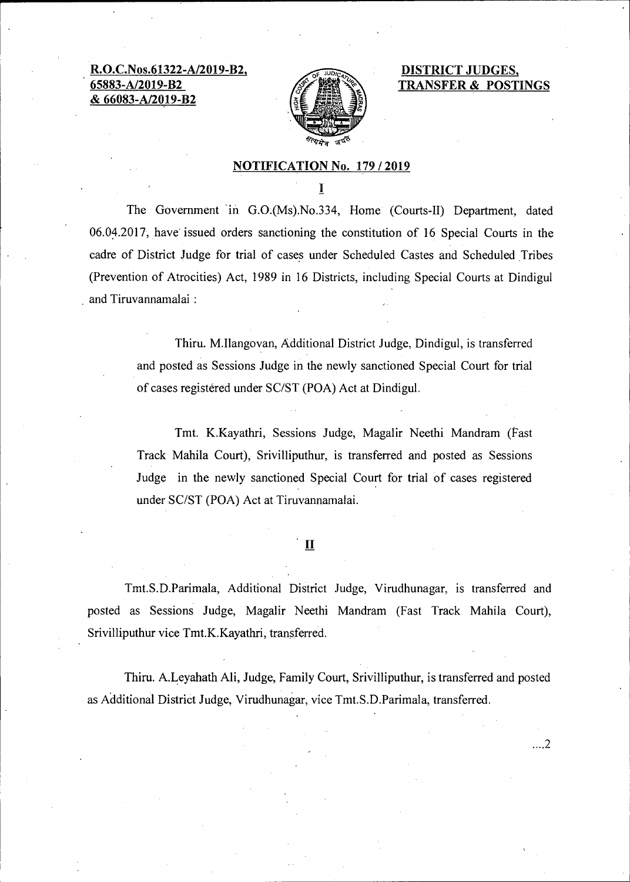**R.O.C.Nos.61322-A/2019-B2, 65883-A/2019-B2 & 66083-A/2019-B2**

**DISTRICT JUDGES, TRANSFER & POSTINGS**

## NOTIFICATION No. 179 / 2019

**I**

The Government in G.O.(Ms).No.334, Home (Courts-II) Department, dated 06.04.2017, have issued orders sanctioning the constitution of 16 Special Courts in the cadre of District Judge for trial of cases under Scheduled Castes and Scheduled Tribes (Prevention of Atrocities) Act, 1989 in 16 Districts, including Special Courts at Dindigul and Tiruvannamalai :

> Thiru. M.Ilangovan, Additional District Judge, Dindigul, is transferred and posted as Sessions Judge in the newly sanctioned Special Court for trial of cases registered under SC/ST (POA) Act at Dindigul.
>
> Tmt. K.Kayathri, Sessions Judge, Magalir Neethi Mandram (Fast Track Mahila Court), Srivilliputhur, is transferred and posted as Sessions Judge in the newly sanctioned Special Court for trial of cases registered under SC/ST (POA) Act at Tiruvannamalai.

**II**

Tmt.S.D.Parimala, Additional District Judge, Virudhunagar, is transferred and posted as Sessions Judge, Magalir Neethi Mandram (Fast Track Mahila Court), Srivilliputhur vice Tmt.K.Kayathri, transferred.

Thiru. A.Leyahath Ali, Judge, Family Court, Srivilliputhur, is transferred and posted as Additional District Judge, Virudhunagar, vice Tmt.S.D.Parimala, transferred.

....2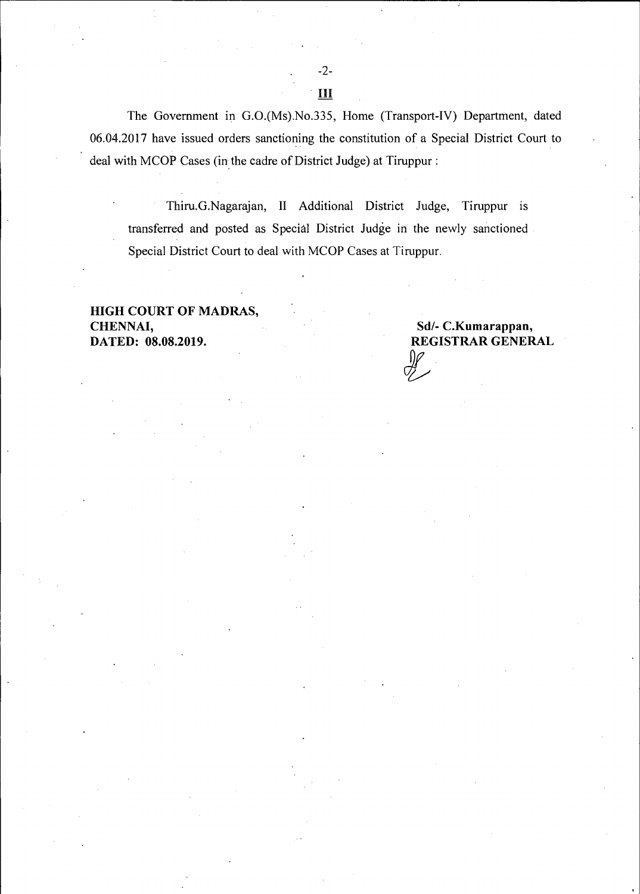**III**

The Government in G.O.(Ms).No.335, Home (Transport-IV) Department, dated 06.04.2017 have issued orders sanctioning the constitution of a Special District Court to deal with MCOP Cases (in the cadre of District Judge) at Tiruppur :

Thiru.G.Nagarajan, II Additional District Judge, Tiruppur is transferred and posted as Special District Judge in the newly sanctioned Special District Court to deal with MCOP Cases at Tiruppur.

**HIGH COURT OF MADRAS,**
**CHENNAI,**
**DATED: 08.08.2019.**

**Sd/- C.Kumarappan,**
**REGISTRAR GENERAL**